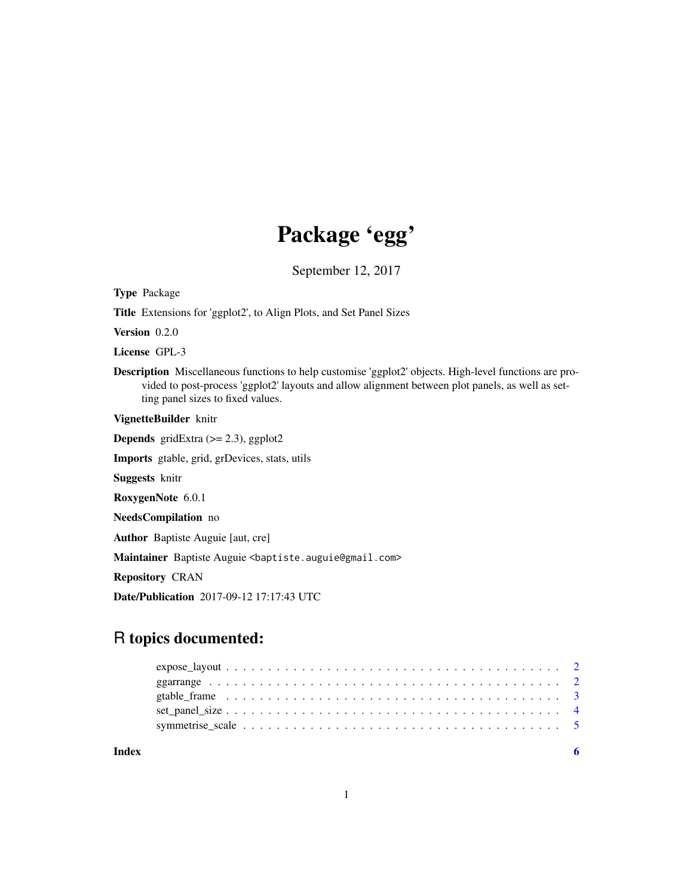# Package 'egg'

September 12, 2017

**Type** Package

**Title** Extensions for 'ggplot2', to Align Plots, and Set Panel Sizes

**Version** 0.2.0

**License** GPL-3

**Description** Miscellaneous functions to help customise 'ggplot2' objects. High-level functions are provided to post-process 'ggplot2' layouts and allow alignment between plot panels, as well as setting panel sizes to fixed values.

**VignetteBuilder** knitr

**Depends** gridExtra (>= 2.3), ggplot2

**Imports** gtable, grid, grDevices, stats, utils

**Suggests** knitr

**RoxygenNote** 6.0.1

**NeedsCompilation** no

**Author** Baptiste Auguie [aut, cre]

**Maintainer** Baptiste Auguie <baptiste.auguie@gmail.com>

**Repository** CRAN

**Date/Publication** 2017-09-12 17:17:43 UTC

## R topics documented:

- expose_layout . . . . . . . . . . . . . . . . . . . . . . . . . . . . . . . . . . . . . . . . . 2
- ggarrange . . . . . . . . . . . . . . . . . . . . . . . . . . . . . . . . . . . . . . . . . 2
- gtable_frame . . . . . . . . . . . . . . . . . . . . . . . . . . . . . . . . . . . . . . . . . 3
- set_panel_size . . . . . . . . . . . . . . . . . . . . . . . . . . . . . . . . . . . . . . . . . 4
- symmetrise_scale . . . . . . . . . . . . . . . . . . . . . . . . . . . . . . . . . . . . . . . . . 5

**Index** 6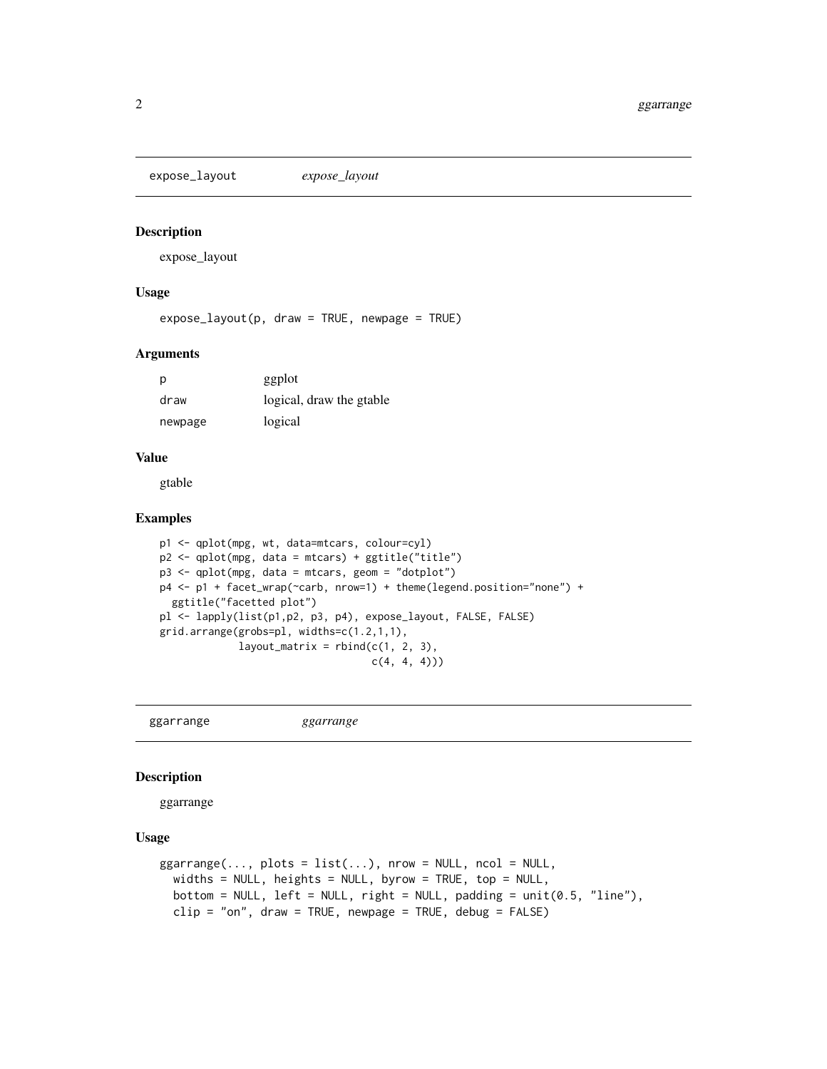## expose_layout *expose_layout*

### Description

expose_layout

### Usage

```
expose_layout(p, draw = TRUE, newpage = TRUE)
```

### Arguments

| | |
|---|---|
| p | ggplot |
| draw | logical, draw the gtable |
| newpage | logical |

### Value

gtable

### Examples

```
p1 <- qplot(mpg, wt, data=mtcars, colour=cyl)
p2 <- qplot(mpg, data = mtcars) + ggtitle("title")
p3 <- qplot(mpg, data = mtcars, geom = "dotplot")
p4 <- p1 + facet_wrap(~carb, nrow=1) + theme(legend.position="none") +
  ggtitle("facetted plot")
pl <- lapply(list(p1,p2, p3, p4), expose_layout, FALSE, FALSE)
grid.arrange(grobs=pl, widths=c(1.2,1,1),
             layout_matrix = rbind(c(1, 2, 3),
                                   c(4, 4, 4)))
```

## ggarrange *ggarrange*

### Description

ggarrange

### Usage

```
ggarrange(..., plots = list(...), nrow = NULL, ncol = NULL,
  widths = NULL, heights = NULL, byrow = TRUE, top = NULL,
  bottom = NULL, left = NULL, right = NULL, padding = unit(0.5, "line"),
  clip = "on", draw = TRUE, newpage = TRUE, debug = FALSE)
```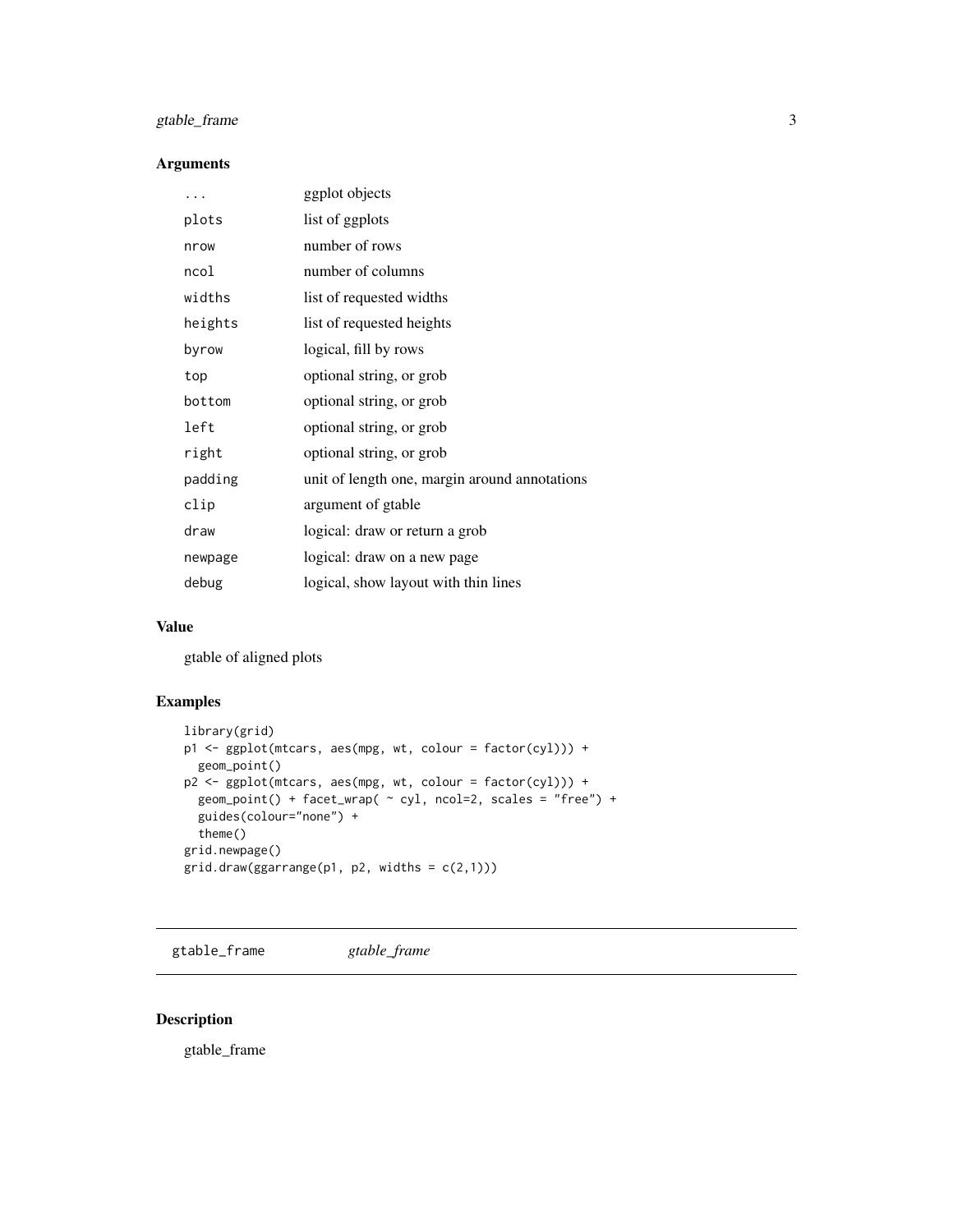## Arguments

| | |
|---|---|
| `...` | ggplot objects |
| `plots` | list of ggplots |
| `nrow` | number of rows |
| `ncol` | number of columns |
| `widths` | list of requested widths |
| `heights` | list of requested heights |
| `byrow` | logical, fill by rows |
| `top` | optional string, or grob |
| `bottom` | optional string, or grob |
| `left` | optional string, or grob |
| `right` | optional string, or grob |
| `padding` | unit of length one, margin around annotations |
| `clip` | argument of gtable |
| `draw` | logical: draw or return a grob |
| `newpage` | logical: draw on a new page |
| `debug` | logical, show layout with thin lines |

## Value

gtable of aligned plots

## Examples

```
library(grid)
p1 <- ggplot(mtcars, aes(mpg, wt, colour = factor(cyl))) +
  geom_point()
p2 <- ggplot(mtcars, aes(mpg, wt, colour = factor(cyl))) +
  geom_point() + facet_wrap( ~ cyl, ncol=2, scales = "free") +
  guides(colour="none") +
  theme()
grid.newpage()
grid.draw(ggarrange(p1, p2, widths = c(2,1)))
```

---

`gtable_frame` *gtable_frame*

---

## Description

gtable_frame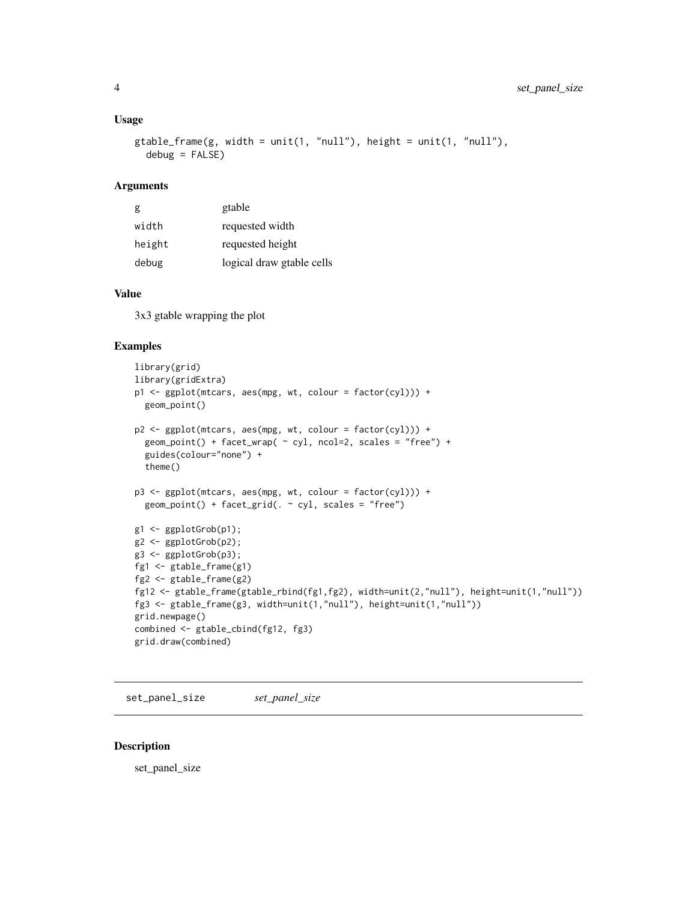### Usage

```
gtable_frame(g, width = unit(1, "null"), height = unit(1, "null"),
  debug = FALSE)
```

### Arguments

| | |
|---|---|
| g | gtable |
| width | requested width |
| height | requested height |
| debug | logical draw gtable cells |

### Value

3x3 gtable wrapping the plot

### Examples

```
library(grid)
library(gridExtra)
p1 <- ggplot(mtcars, aes(mpg, wt, colour = factor(cyl))) +
  geom_point()

p2 <- ggplot(mtcars, aes(mpg, wt, colour = factor(cyl))) +
  geom_point() + facet_wrap( ~ cyl, ncol=2, scales = "free") +
  guides(colour="none") +
  theme()

p3 <- ggplot(mtcars, aes(mpg, wt, colour = factor(cyl))) +
  geom_point() + facet_grid(. ~ cyl, scales = "free")

g1 <- ggplotGrob(p1);
g2 <- ggplotGrob(p2);
g3 <- ggplotGrob(p3);
fg1 <- gtable_frame(g1)
fg2 <- gtable_frame(g2)
fg12 <- gtable_frame(gtable_rbind(fg1,fg2), width=unit(2,"null"), height=unit(1,"null"))
fg3 <- gtable_frame(g3, width=unit(1,"null"), height=unit(1,"null"))
grid.newpage()
combined <- gtable_cbind(fg12, fg3)
grid.draw(combined)
```

## set_panel_size *set_panel_size*

### Description

set_panel_size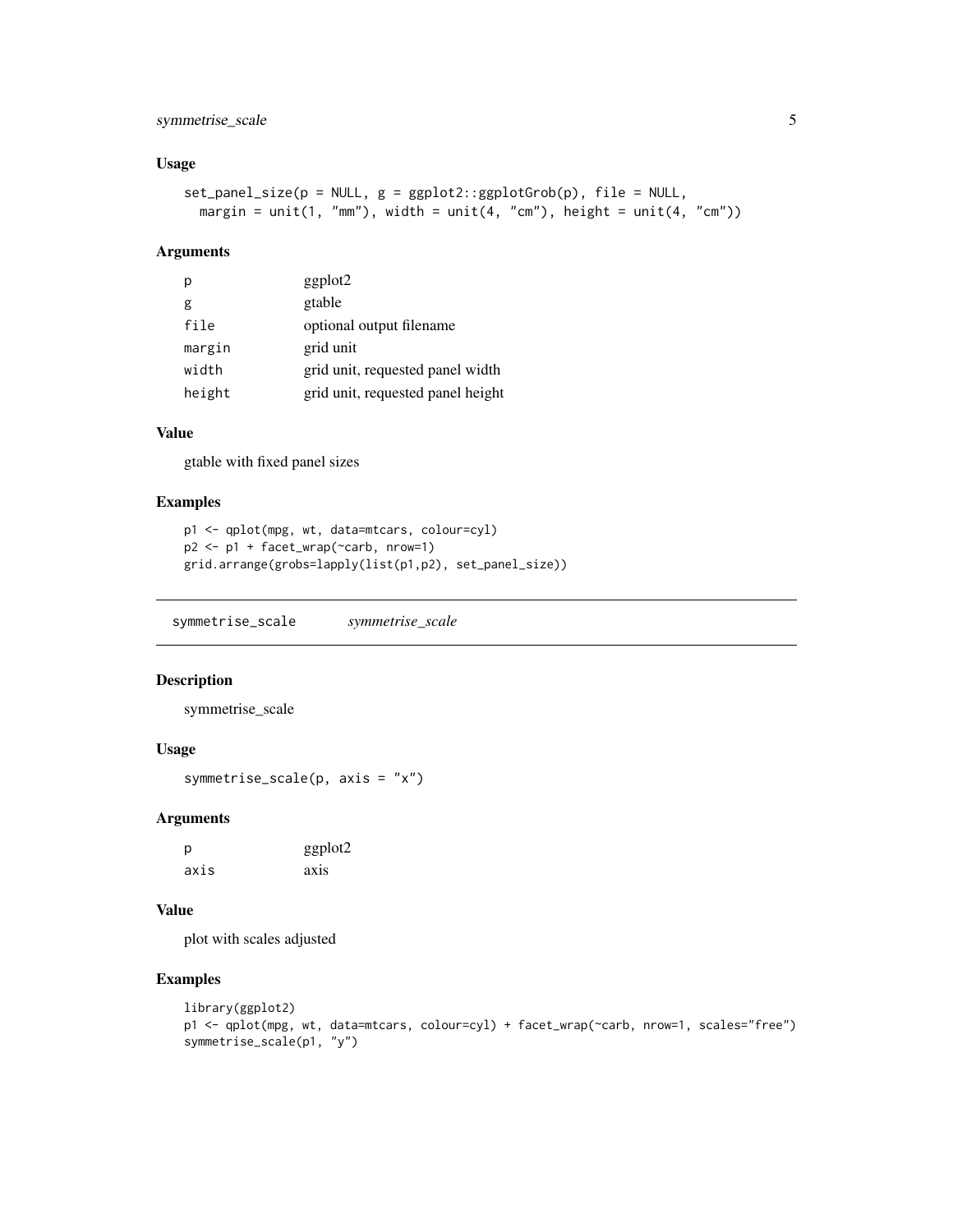### Usage

```
set_panel_size(p = NULL, g = ggplot2::ggplotGrob(p), file = NULL,
  margin = unit(1, "mm"), width = unit(4, "cm"), height = unit(4, "cm"))
```

### Arguments

| | |
|---|---|
| p | ggplot2 |
| g | gtable |
| file | optional output filename |
| margin | grid unit |
| width | grid unit, requested panel width |
| height | grid unit, requested panel height |

### Value

gtable with fixed panel sizes

### Examples

```
p1 <- qplot(mpg, wt, data=mtcars, colour=cyl)
p2 <- p1 + facet_wrap(~carb, nrow=1)
grid.arrange(grobs=lapply(list(p1,p2), set_panel_size))
```

---

## symmetrise_scale    *symmetrise_scale*

---

### Description

symmetrise_scale

### Usage

```
symmetrise_scale(p, axis = "x")
```

### Arguments

| | |
|---|---|
| p | ggplot2 |
| axis | axis |

### Value

plot with scales adjusted

### Examples

```
library(ggplot2)
p1 <- qplot(mpg, wt, data=mtcars, colour=cyl) + facet_wrap(~carb, nrow=1, scales="free")
symmetrise_scale(p1, "y")
```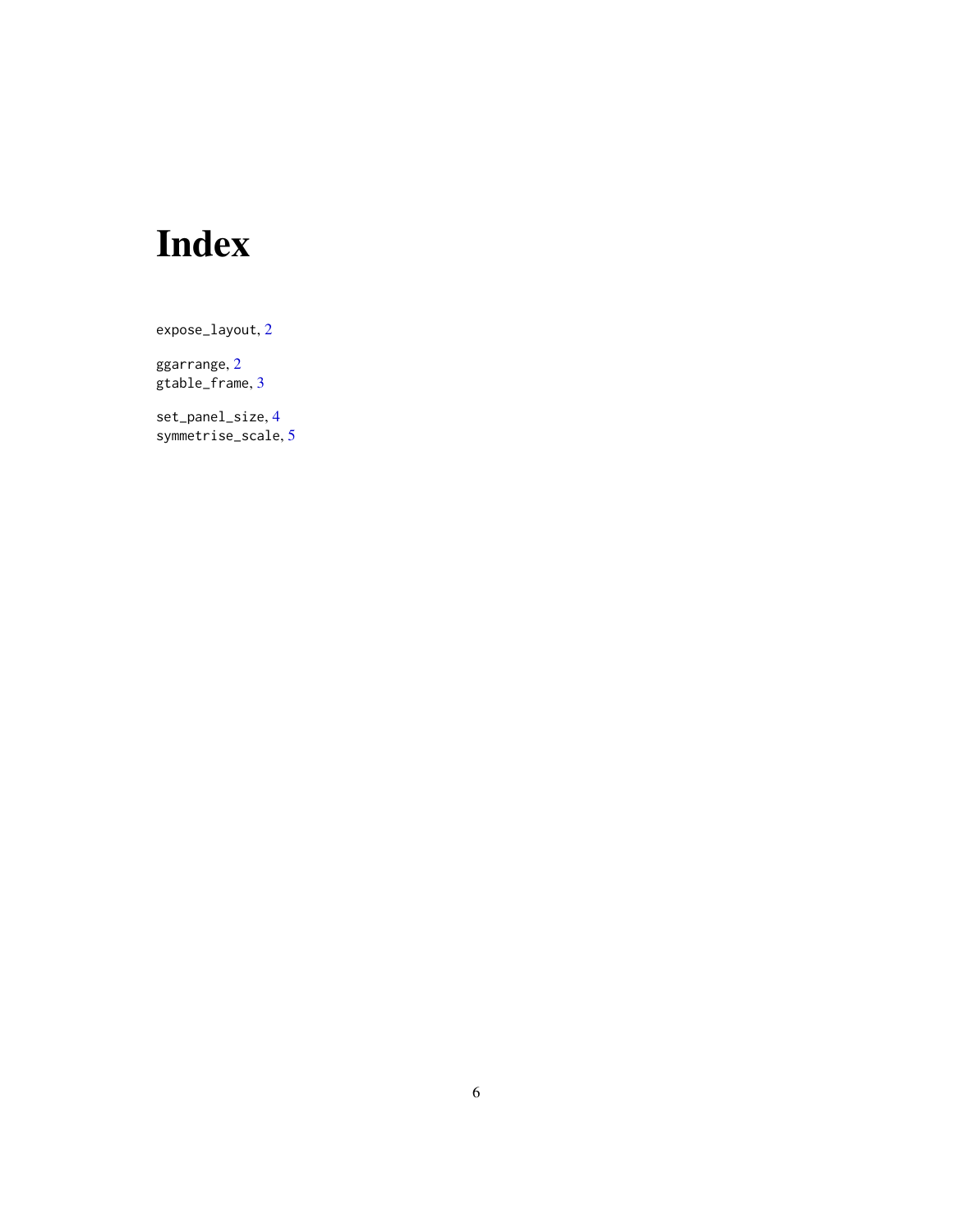# Index

expose_layout, 2

ggarrange, 2
gtable_frame, 3

set_panel_size, 4
symmetrise_scale, 5